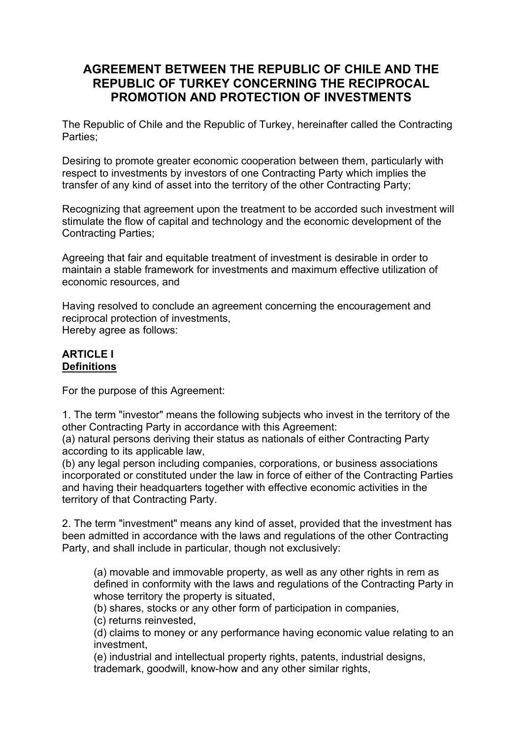# AGREEMENT BETWEEN THE REPUBLIC OF CHILE AND THE REPUBLIC OF TURKEY CONCERNING THE RECIPROCAL PROMOTION AND PROTECTION OF INVESTMENTS

The Republic of Chile and the Republic of Turkey, hereinafter called the Contracting Parties;

Desiring to promote greater economic cooperation between them, particularly with respect to investments by investors of one Contracting Party which implies the transfer of any kind of asset into the territory of the other Contracting Party;

Recognizing that agreement upon the treatment to be accorded such investment will stimulate the flow of capital and technology and the economic development of the Contracting Parties;

Agreeing that fair and equitable treatment of investment is desirable in order to maintain a stable framework for investments and maximum effective utilization of economic resources, and

Having resolved to conclude an agreement concerning the encouragement and reciprocal protection of investments,
Hereby agree as follows:

**ARTICLE I**
**Definitions**

For the purpose of this Agreement:

1. The term "investor" means the following subjects who invest in the territory of the other Contracting Party in accordance with this Agreement:
(a) natural persons deriving their status as nationals of either Contracting Party according to its applicable law,
(b) any legal person including companies, corporations, or business associations incorporated or constituted under the law in force of either of the Contracting Parties and having their headquarters together with effective economic activities in the territory of that Contracting Party.

2. The term "investment" means any kind of asset, provided that the investment has been admitted in accordance with the laws and regulations of the other Contracting Party, and shall include in particular, though not exclusively:

> (a) movable and immovable property, as well as any other rights in rem as defined in conformity with the laws and regulations of the Contracting Party in whose territory the property is situated,
> (b) shares, stocks or any other form of participation in companies,
> (c) returns reinvested,
> (d) claims to money or any performance having economic value relating to an investment,
> (e) industrial and intellectual property rights, patents, industrial designs, trademark, goodwill, know-how and any other similar rights,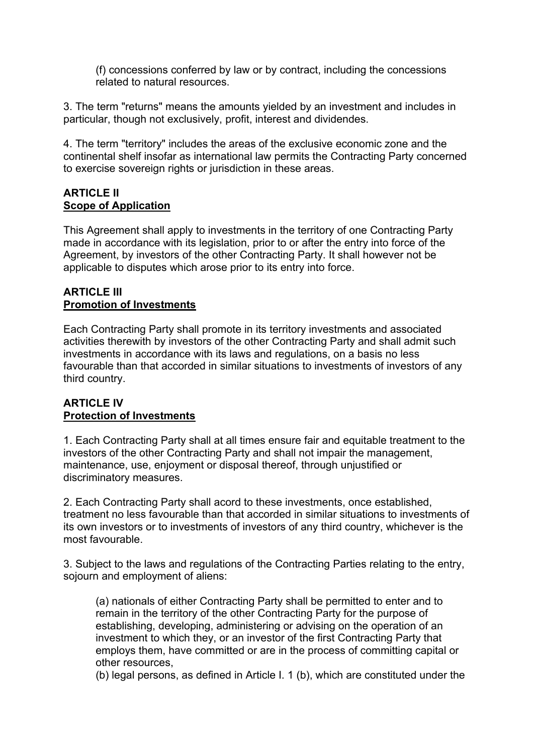(f) concessions conferred by law or by contract, including the concessions related to natural resources.

3. The term "returns" means the amounts yielded by an investment and includes in particular, though not exclusively, profit, interest and dividendes.

4. The term "territory" includes the areas of the exclusive economic zone and the continental shelf insofar as international law permits the Contracting Party concerned to exercise sovereign rights or jurisdiction in these areas.

## ARTICLE II
## Scope of Application

This Agreement shall apply to investments in the territory of one Contracting Party made in accordance with its legislation, prior to or after the entry into force of the Agreement, by investors of the other Contracting Party. It shall however not be applicable to disputes which arose prior to its entry into force.

## ARTICLE III
## Promotion of Investments

Each Contracting Party shall promote in its territory investments and associated activities therewith by investors of the other Contracting Party and shall admit such investments in accordance with its laws and regulations, on a basis no less favourable than that accorded in similar situations to investments of investors of any third country.

## ARTICLE IV
## Protection of Investments

1. Each Contracting Party shall at all times ensure fair and equitable treatment to the investors of the other Contracting Party and shall not impair the management, maintenance, use, enjoyment or disposal thereof, through unjustified or discriminatory measures.

2. Each Contracting Party shall acord to these investments, once established, treatment no less favourable than that accorded in similar situations to investments of its own investors or to investments of investors of any third country, whichever is the most favourable.

3. Subject to the laws and regulations of the Contracting Parties relating to the entry, sojourn and employment of aliens:

(a) nationals of either Contracting Party shall be permitted to enter and to remain in the territory of the other Contracting Party for the purpose of establishing, developing, administering or advising on the operation of an investment to which they, or an investor of the first Contracting Party that employs them, have committed or are in the process of committing capital or other resources,

(b) legal persons, as defined in Article I. 1 (b), which are constituted under the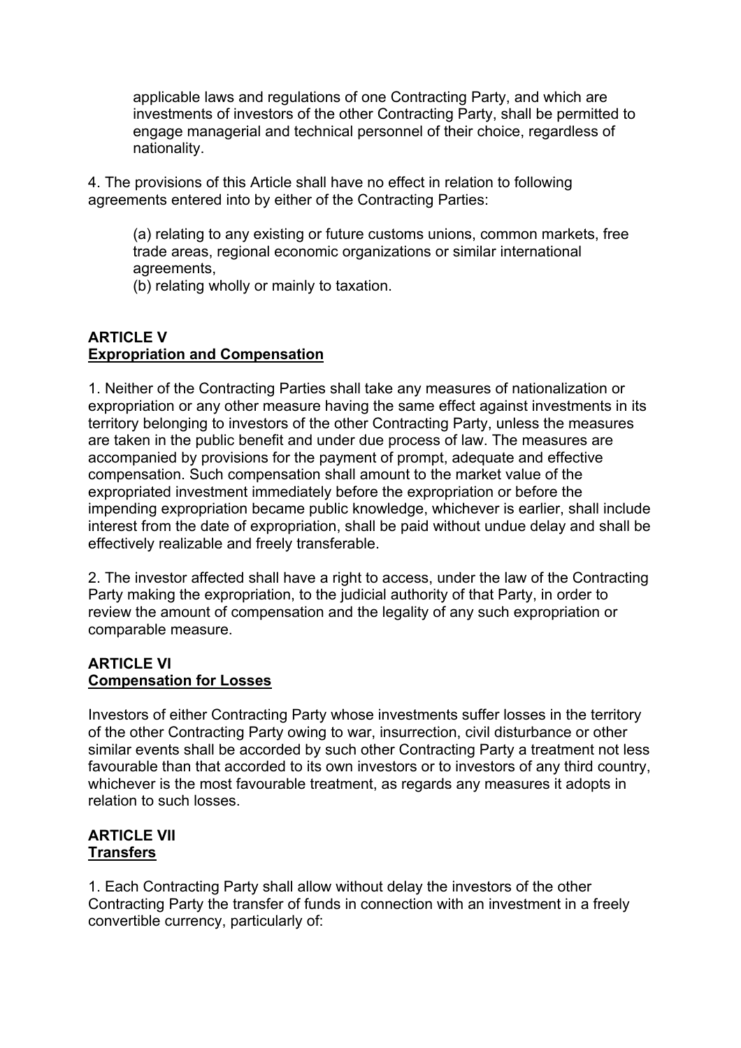applicable laws and regulations of one Contracting Party, and which are investments of investors of the other Contracting Party, shall be permitted to engage managerial and technical personnel of their choice, regardless of nationality.

4. The provisions of this Article shall have no effect in relation to following agreements entered into by either of the Contracting Parties:

(a) relating to any existing or future customs unions, common markets, free trade areas, regional economic organizations or similar international agreements,
(b) relating wholly or mainly to taxation.

**ARTICLE V**
**Expropriation and Compensation**

1. Neither of the Contracting Parties shall take any measures of nationalization or expropriation or any other measure having the same effect against investments in its territory belonging to investors of the other Contracting Party, unless the measures are taken in the public benefit and under due process of law. The measures are accompanied by provisions for the payment of prompt, adequate and effective compensation. Such compensation shall amount to the market value of the expropriated investment immediately before the expropriation or before the impending expropriation became public knowledge, whichever is earlier, shall include interest from the date of expropriation, shall be paid without undue delay and shall be effectively realizable and freely transferable.

2. The investor affected shall have a right to access, under the law of the Contracting Party making the expropriation, to the judicial authority of that Party, in order to review the amount of compensation and the legality of any such expropriation or comparable measure.

**ARTICLE VI**
**Compensation for Losses**

Investors of either Contracting Party whose investments suffer losses in the territory of the other Contracting Party owing to war, insurrection, civil disturbance or other similar events shall be accorded by such other Contracting Party a treatment not less favourable than that accorded to its own investors or to investors of any third country, whichever is the most favourable treatment, as regards any measures it adopts in relation to such losses.

**ARTICLE VII**
**Transfers**

1. Each Contracting Party shall allow without delay the investors of the other Contracting Party the transfer of funds in connection with an investment in a freely convertible currency, particularly of: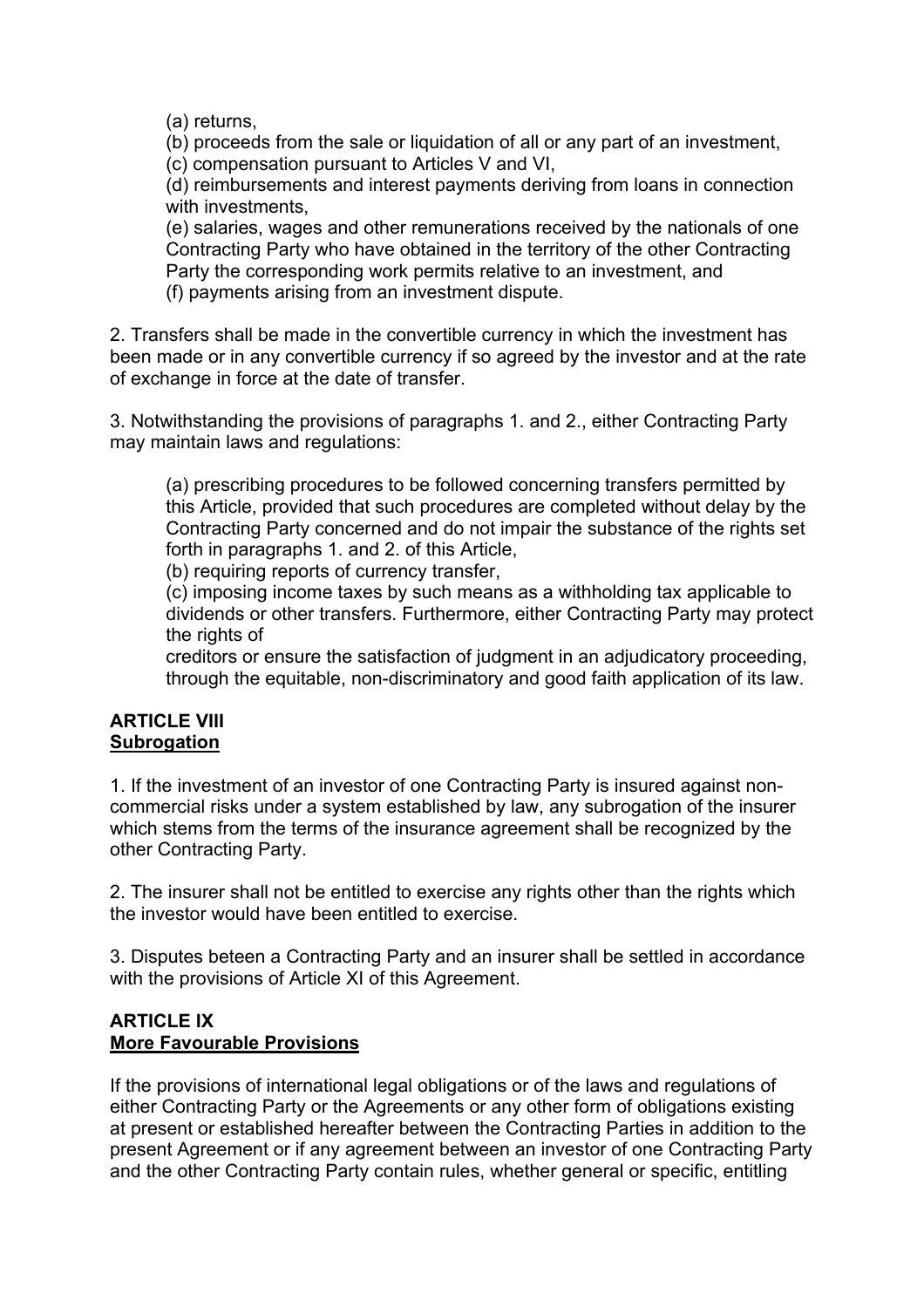(a) returns,

(b) proceeds from the sale or liquidation of all or any part of an investment,

(c) compensation pursuant to Articles V and VI,

(d) reimbursements and interest payments deriving from loans in connection with investments,

(e) salaries, wages and other remunerations received by the nationals of one Contracting Party who have obtained in the territory of the other Contracting Party the corresponding work permits relative to an investment, and

(f) payments arising from an investment dispute.

2. Transfers shall be made in the convertible currency in which the investment has been made or in any convertible currency if so agreed by the investor and at the rate of exchange in force at the date of transfer.

3. Notwithstanding the provisions of paragraphs 1. and 2., either Contracting Party may maintain laws and regulations:

(a) prescribing procedures to be followed concerning transfers permitted by this Article, provided that such procedures are completed without delay by the Contracting Party concerned and do not impair the substance of the rights set forth in paragraphs 1. and 2. of this Article,

(b) requiring reports of currency transfer,

(c) imposing income taxes by such means as a withholding tax applicable to dividends or other transfers. Furthermore, either Contracting Party may protect the rights of creditors or ensure the satisfaction of judgment in an adjudicatory proceeding, through the equitable, non-discriminatory and good faith application of its law.

**ARTICLE VIII**
**Subrogation**

1. If the investment of an investor of one Contracting Party is insured against non-commercial risks under a system established by law, any subrogation of the insurer which stems from the terms of the insurance agreement shall be recognized by the other Contracting Party.

2. The insurer shall not be entitled to exercise any rights other than the rights which the investor would have been entitled to exercise.

3. Disputes beteen a Contracting Party and an insurer shall be settled in accordance with the provisions of Article XI of this Agreement.

**ARTICLE IX**
**More Favourable Provisions**

If the provisions of international legal obligations or of the laws and regulations of either Contracting Party or the Agreements or any other form of obligations existing at present or established hereafter between the Contracting Parties in addition to the present Agreement or if any agreement between an investor of one Contracting Party and the other Contracting Party contain rules, whether general or specific, entitling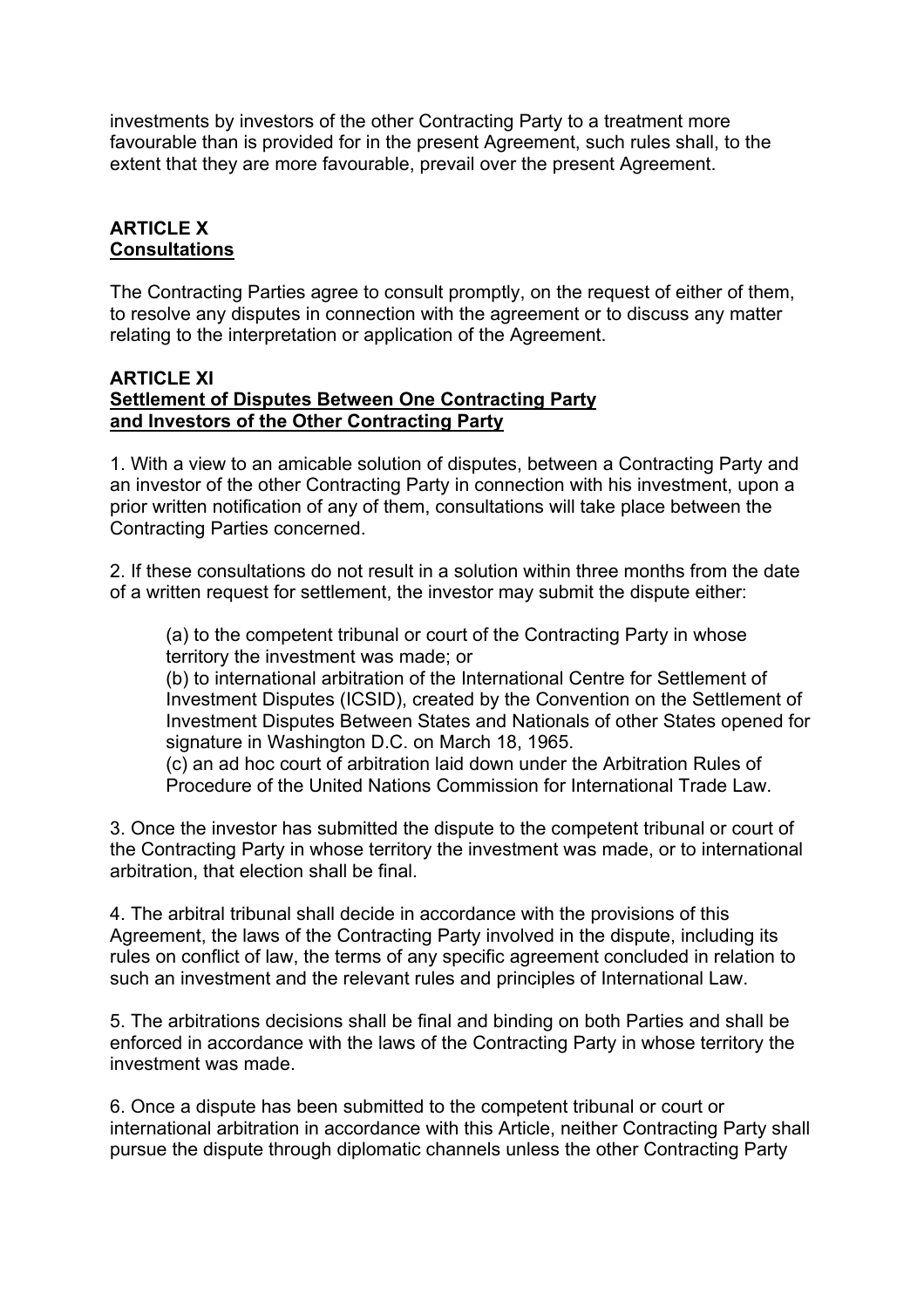investments by investors of the other Contracting Party to a treatment more favourable than is provided for in the present Agreement, such rules shall, to the extent that they are more favourable, prevail over the present Agreement.

## ARTICLE X
## Consultations

The Contracting Parties agree to consult promptly, on the request of either of them, to resolve any disputes in connection with the agreement or to discuss any matter relating to the interpretation or application of the Agreement.

## ARTICLE XI
## Settlement of Disputes Between One Contracting Party and Investors of the Other Contracting Party

1. With a view to an amicable solution of disputes, between a Contracting Party and an investor of the other Contracting Party in connection with his investment, upon a prior written notification of any of them, consultations will take place between the Contracting Parties concerned.

2. If these consultations do not result in a solution within three months from the date of a written request for settlement, the investor may submit the dispute either:

   (a) to the competent tribunal or court of the Contracting Party in whose territory the investment was made; or
   (b) to international arbitration of the International Centre for Settlement of Investment Disputes (ICSID), created by the Convention on the Settlement of Investment Disputes Between States and Nationals of other States opened for signature in Washington D.C. on March 18, 1965.
   (c) an ad hoc court of arbitration laid down under the Arbitration Rules of Procedure of the United Nations Commission for International Trade Law.

3. Once the investor has submitted the dispute to the competent tribunal or court of the Contracting Party in whose territory the investment was made, or to international arbitration, that election shall be final.

4. The arbitral tribunal shall decide in accordance with the provisions of this Agreement, the laws of the Contracting Party involved in the dispute, including its rules on conflict of law, the terms of any specific agreement concluded in relation to such an investment and the relevant rules and principles of International Law.

5. The arbitrations decisions shall be final and binding on both Parties and shall be enforced in accordance with the laws of the Contracting Party in whose territory the investment was made.

6. Once a dispute has been submitted to the competent tribunal or court or international arbitration in accordance with this Article, neither Contracting Party shall pursue the dispute through diplomatic channels unless the other Contracting Party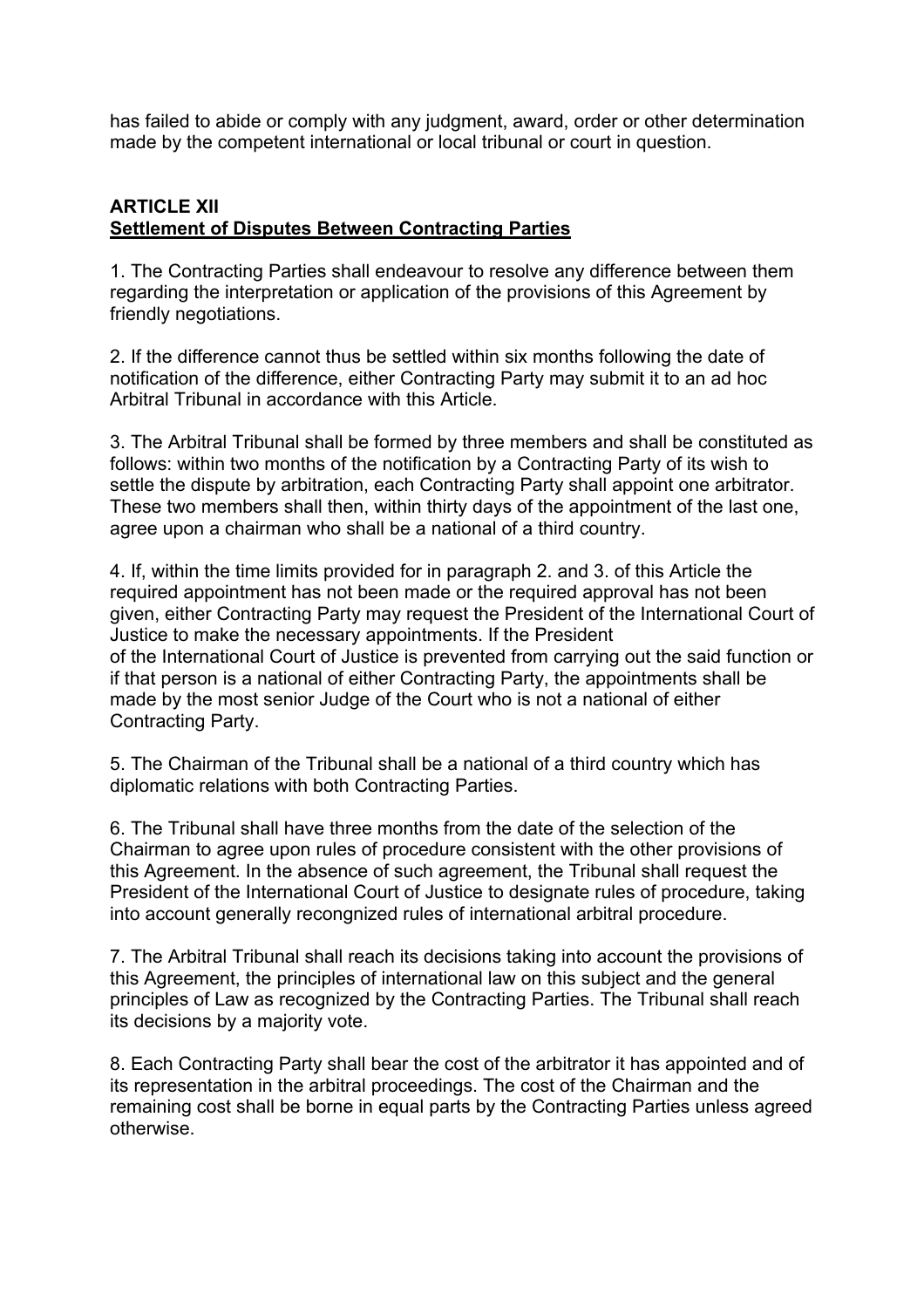has failed to abide or comply with any judgment, award, order or other determination made by the competent international or local tribunal or court in question.

**ARTICLE XII**
**Settlement of Disputes Between Contracting Parties**

1. The Contracting Parties shall endeavour to resolve any difference between them regarding the interpretation or application of the provisions of this Agreement by friendly negotiations.

2. If the difference cannot thus be settled within six months following the date of notification of the difference, either Contracting Party may submit it to an ad hoc Arbitral Tribunal in accordance with this Article.

3. The Arbitral Tribunal shall be formed by three members and shall be constituted as follows: within two months of the notification by a Contracting Party of its wish to settle the dispute by arbitration, each Contracting Party shall appoint one arbitrator. These two members shall then, within thirty days of the appointment of the last one, agree upon a chairman who shall be a national of a third country.

4. If, within the time limits provided for in paragraph 2. and 3. of this Article the required appointment has not been made or the required approval has not been given, either Contracting Party may request the President of the International Court of Justice to make the necessary appointments. If the President of the International Court of Justice is prevented from carrying out the said function or if that person is a national of either Contracting Party, the appointments shall be made by the most senior Judge of the Court who is not a national of either Contracting Party.

5. The Chairman of the Tribunal shall be a national of a third country which has diplomatic relations with both Contracting Parties.

6. The Tribunal shall have three months from the date of the selection of the Chairman to agree upon rules of procedure consistent with the other provisions of this Agreement. In the absence of such agreement, the Tribunal shall request the President of the International Court of Justice to designate rules of procedure, taking into account generally recongnized rules of international arbitral procedure.

7. The Arbitral Tribunal shall reach its decisions taking into account the provisions of this Agreement, the principles of international law on this subject and the general principles of Law as recognized by the Contracting Parties. The Tribunal shall reach its decisions by a majority vote.

8. Each Contracting Party shall bear the cost of the arbitrator it has appointed and of its representation in the arbitral proceedings. The cost of the Chairman and the remaining cost shall be borne in equal parts by the Contracting Parties unless agreed otherwise.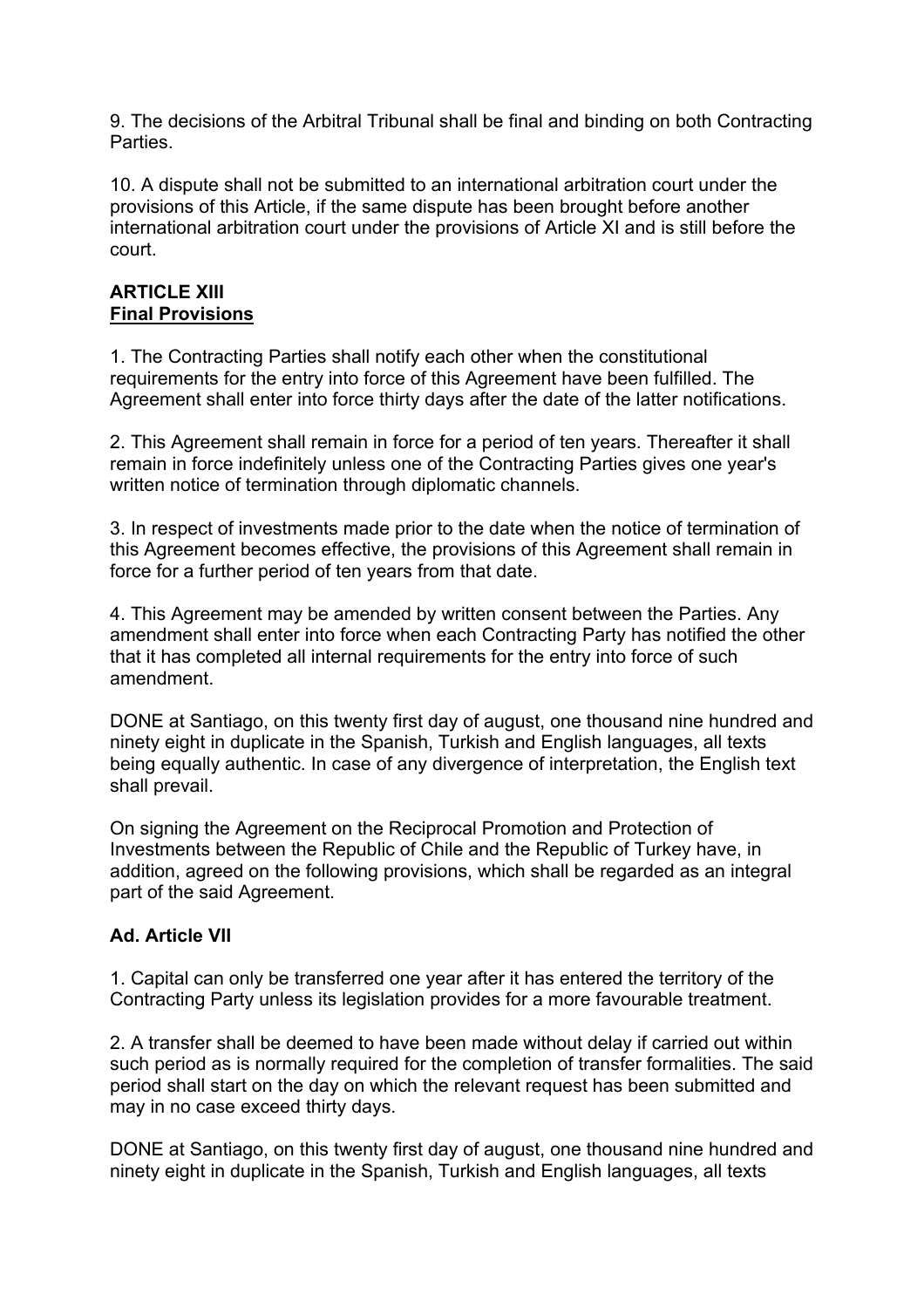9. The decisions of the Arbitral Tribunal shall be final and binding on both Contracting Parties.

10. A dispute shall not be submitted to an international arbitration court under the provisions of this Article, if the same dispute has been brought before another international arbitration court under the provisions of Article XI and is still before the court.

**ARTICLE XIII**
**Final Provisions**

1. The Contracting Parties shall notify each other when the constitutional requirements for the entry into force of this Agreement have been fulfilled. The Agreement shall enter into force thirty days after the date of the latter notifications.

2. This Agreement shall remain in force for a period of ten years. Thereafter it shall remain in force indefinitely unless one of the Contracting Parties gives one year's written notice of termination through diplomatic channels.

3. In respect of investments made prior to the date when the notice of termination of this Agreement becomes effective, the provisions of this Agreement shall remain in force for a further period of ten years from that date.

4. This Agreement may be amended by written consent between the Parties. Any amendment shall enter into force when each Contracting Party has notified the other that it has completed all internal requirements for the entry into force of such amendment.

DONE at Santiago, on this twenty first day of august, one thousand nine hundred and ninety eight in duplicate in the Spanish, Turkish and English languages, all texts being equally authentic. In case of any divergence of interpretation, the English text shall prevail.

On signing the Agreement on the Reciprocal Promotion and Protection of Investments between the Republic of Chile and the Republic of Turkey have, in addition, agreed on the following provisions, which shall be regarded as an integral part of the said Agreement.

**Ad. Article VII**

1. Capital can only be transferred one year after it has entered the territory of the Contracting Party unless its legislation provides for a more favourable treatment.

2. A transfer shall be deemed to have been made without delay if carried out within such period as is normally required for the completion of transfer formalities. The said period shall start on the day on which the relevant request has been submitted and may in no case exceed thirty days.

DONE at Santiago, on this twenty first day of august, one thousand nine hundred and ninety eight in duplicate in the Spanish, Turkish and English languages, all texts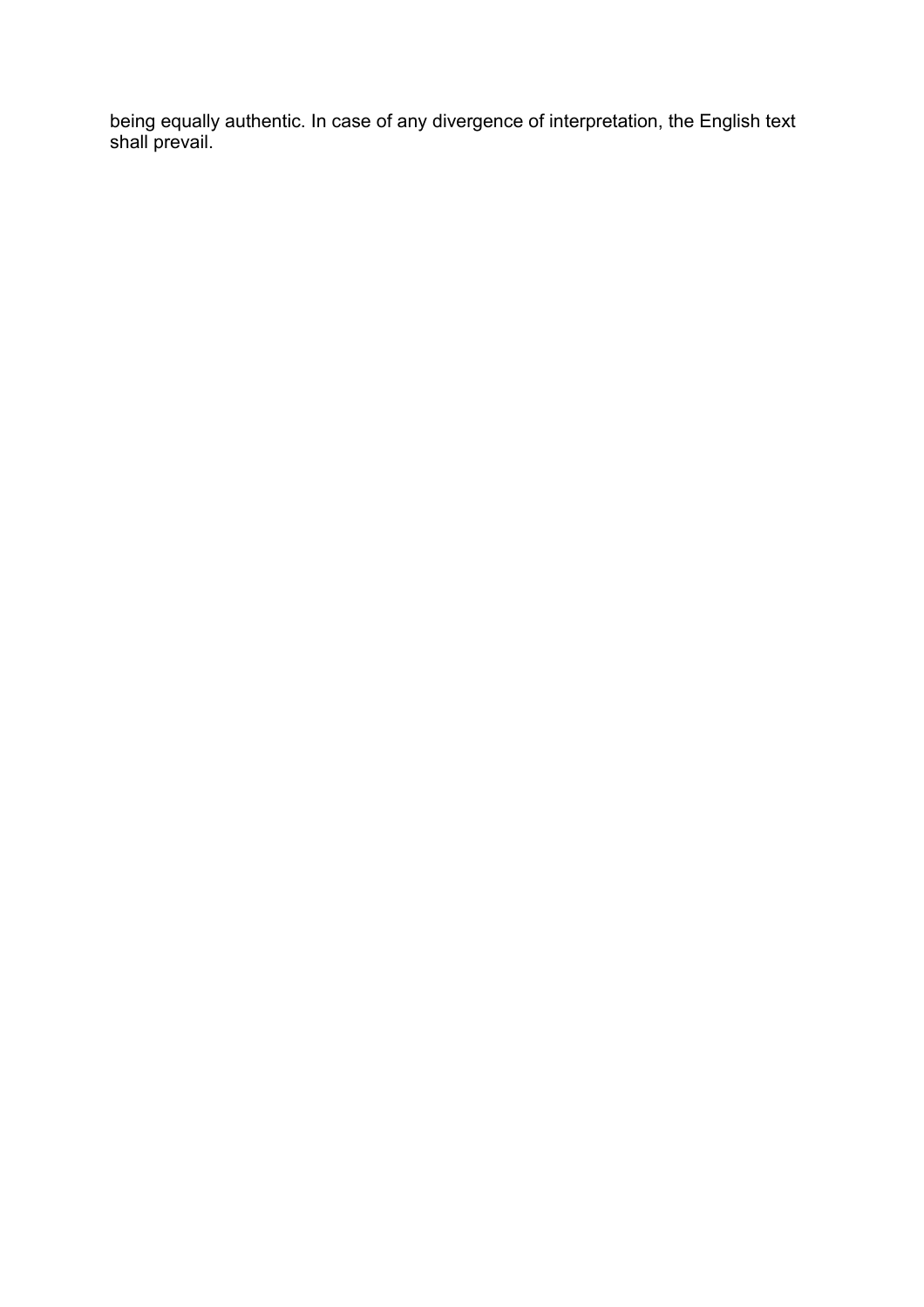being equally authentic. In case of any divergence of interpretation, the English text shall prevail.